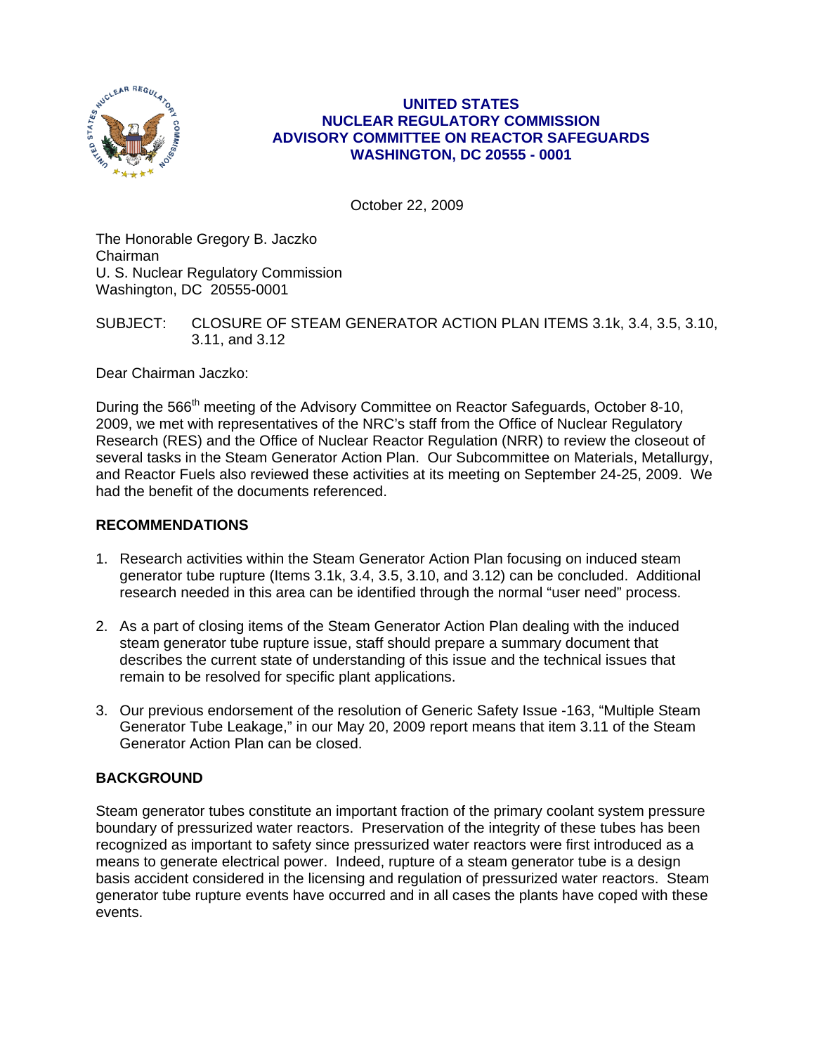**UNITED STATES**
**NUCLEAR REGULATORY COMMISSION**
**ADVISORY COMMITTEE ON REACTOR SAFEGUARDS**
**WASHINGTON, DC 20555 - 0001**

October 22, 2009

The Honorable Gregory B. Jaczko
Chairman
U. S. Nuclear Regulatory Commission
Washington, DC 20555-0001

SUBJECT: CLOSURE OF STEAM GENERATOR ACTION PLAN ITEMS 3.1k, 3.4, 3.5, 3.10, 3.11, and 3.12

Dear Chairman Jaczko:

During the 566th meeting of the Advisory Committee on Reactor Safeguards, October 8-10, 2009, we met with representatives of the NRC's staff from the Office of Nuclear Regulatory Research (RES) and the Office of Nuclear Reactor Regulation (NRR) to review the closeout of several tasks in the Steam Generator Action Plan. Our Subcommittee on Materials, Metallurgy, and Reactor Fuels also reviewed these activities at its meeting on September 24-25, 2009. We had the benefit of the documents referenced.

## RECOMMENDATIONS

1. Research activities within the Steam Generator Action Plan focusing on induced steam generator tube rupture (Items 3.1k, 3.4, 3.5, 3.10, and 3.12) can be concluded. Additional research needed in this area can be identified through the normal "user need" process.

2. As a part of closing items of the Steam Generator Action Plan dealing with the induced steam generator tube rupture issue, staff should prepare a summary document that describes the current state of understanding of this issue and the technical issues that remain to be resolved for specific plant applications.

3. Our previous endorsement of the resolution of Generic Safety Issue -163, "Multiple Steam Generator Tube Leakage," in our May 20, 2009 report means that item 3.11 of the Steam Generator Action Plan can be closed.

## BACKGROUND

Steam generator tubes constitute an important fraction of the primary coolant system pressure boundary of pressurized water reactors. Preservation of the integrity of these tubes has been recognized as important to safety since pressurized water reactors were first introduced as a means to generate electrical power. Indeed, rupture of a steam generator tube is a design basis accident considered in the licensing and regulation of pressurized water reactors. Steam generator tube rupture events have occurred and in all cases the plants have coped with these events.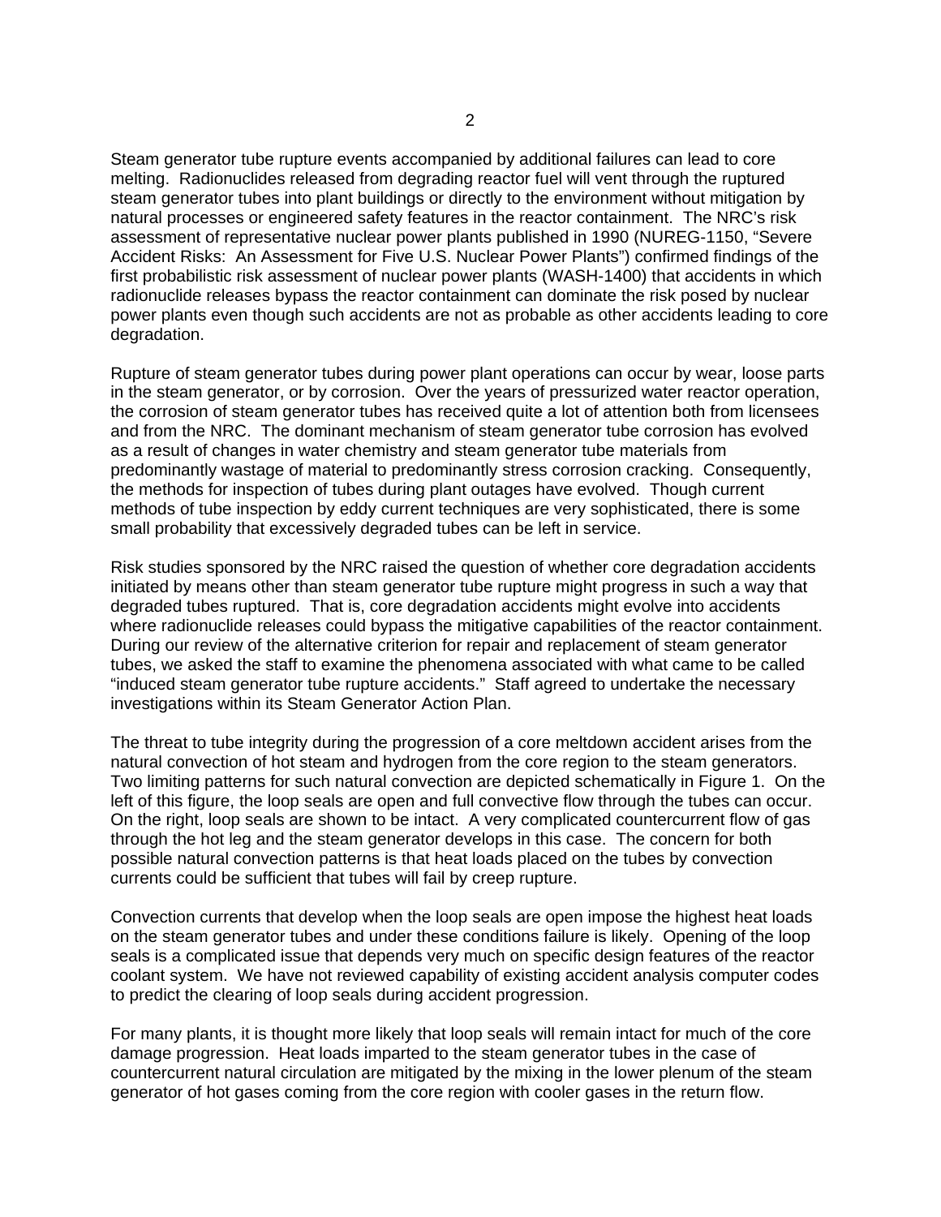Steam generator tube rupture events accompanied by additional failures can lead to core melting. Radionuclides released from degrading reactor fuel will vent through the ruptured steam generator tubes into plant buildings or directly to the environment without mitigation by natural processes or engineered safety features in the reactor containment. The NRC's risk assessment of representative nuclear power plants published in 1990 (NUREG-1150, "Severe Accident Risks: An Assessment for Five U.S. Nuclear Power Plants") confirmed findings of the first probabilistic risk assessment of nuclear power plants (WASH-1400) that accidents in which radionuclide releases bypass the reactor containment can dominate the risk posed by nuclear power plants even though such accidents are not as probable as other accidents leading to core degradation.

Rupture of steam generator tubes during power plant operations can occur by wear, loose parts in the steam generator, or by corrosion. Over the years of pressurized water reactor operation, the corrosion of steam generator tubes has received quite a lot of attention both from licensees and from the NRC. The dominant mechanism of steam generator tube corrosion has evolved as a result of changes in water chemistry and steam generator tube materials from predominantly wastage of material to predominantly stress corrosion cracking. Consequently, the methods for inspection of tubes during plant outages have evolved. Though current methods of tube inspection by eddy current techniques are very sophisticated, there is some small probability that excessively degraded tubes can be left in service.

Risk studies sponsored by the NRC raised the question of whether core degradation accidents initiated by means other than steam generator tube rupture might progress in such a way that degraded tubes ruptured. That is, core degradation accidents might evolve into accidents where radionuclide releases could bypass the mitigative capabilities of the reactor containment. During our review of the alternative criterion for repair and replacement of steam generator tubes, we asked the staff to examine the phenomena associated with what came to be called "induced steam generator tube rupture accidents." Staff agreed to undertake the necessary investigations within its Steam Generator Action Plan.

The threat to tube integrity during the progression of a core meltdown accident arises from the natural convection of hot steam and hydrogen from the core region to the steam generators. Two limiting patterns for such natural convection are depicted schematically in Figure 1. On the left of this figure, the loop seals are open and full convective flow through the tubes can occur. On the right, loop seals are shown to be intact. A very complicated countercurrent flow of gas through the hot leg and the steam generator develops in this case. The concern for both possible natural convection patterns is that heat loads placed on the tubes by convection currents could be sufficient that tubes will fail by creep rupture.

Convection currents that develop when the loop seals are open impose the highest heat loads on the steam generator tubes and under these conditions failure is likely. Opening of the loop seals is a complicated issue that depends very much on specific design features of the reactor coolant system. We have not reviewed capability of existing accident analysis computer codes to predict the clearing of loop seals during accident progression.

For many plants, it is thought more likely that loop seals will remain intact for much of the core damage progression. Heat loads imparted to the steam generator tubes in the case of countercurrent natural circulation are mitigated by the mixing in the lower plenum of the steam generator of hot gases coming from the core region with cooler gases in the return flow.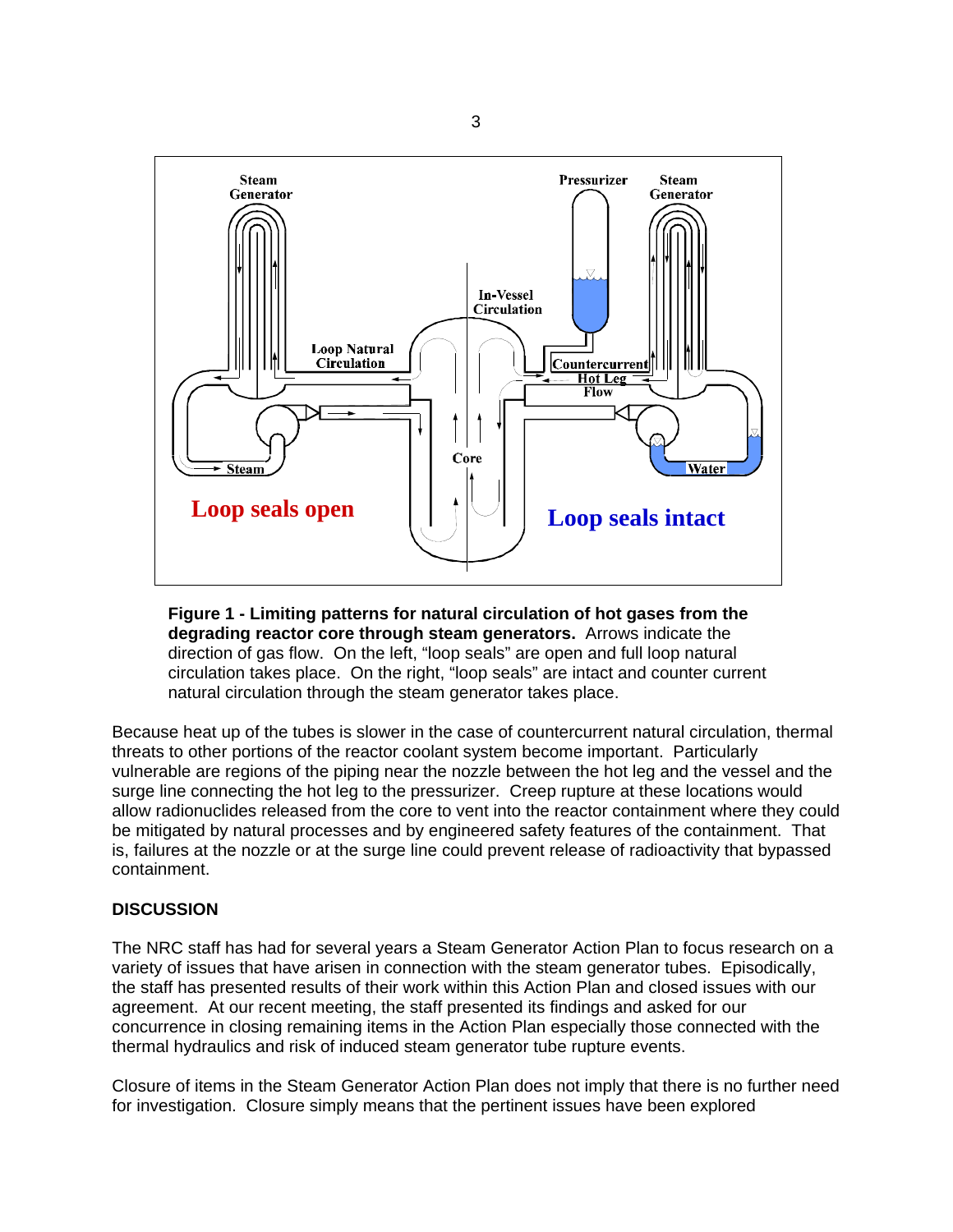**Figure 1 - Limiting patterns for natural circulation of hot gases from the degrading reactor core through steam generators.** Arrows indicate the direction of gas flow. On the left, "loop seals" are open and full loop natural circulation takes place. On the right, "loop seals" are intact and counter current natural circulation through the steam generator takes place.

Because heat up of the tubes is slower in the case of countercurrent natural circulation, thermal threats to other portions of the reactor coolant system become important. Particularly vulnerable are regions of the piping near the nozzle between the hot leg and the vessel and the surge line connecting the hot leg to the pressurizer. Creep rupture at these locations would allow radionuclides released from the core to vent into the reactor containment where they could be mitigated by natural processes and by engineered safety features of the containment. That is, failures at the nozzle or at the surge line could prevent release of radioactivity that bypassed containment.

## DISCUSSION

The NRC staff has had for several years a Steam Generator Action Plan to focus research on a variety of issues that have arisen in connection with the steam generator tubes. Episodically, the staff has presented results of their work within this Action Plan and closed issues with our agreement. At our recent meeting, the staff presented its findings and asked for our concurrence in closing remaining items in the Action Plan especially those connected with the thermal hydraulics and risk of induced steam generator tube rupture events.

Closure of items in the Steam Generator Action Plan does not imply that there is no further need for investigation. Closure simply means that the pertinent issues have been explored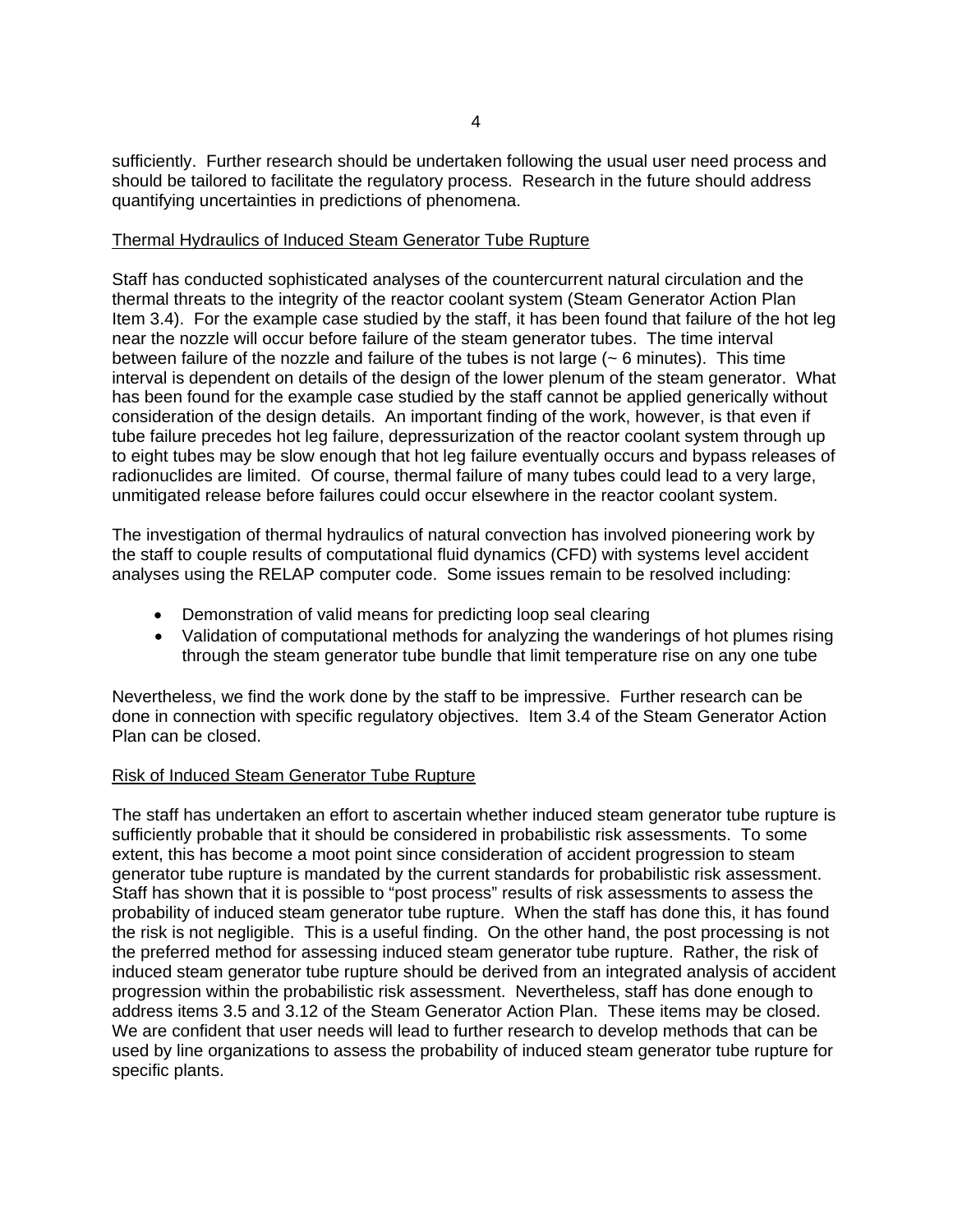sufficiently. Further research should be undertaken following the usual user need process and should be tailored to facilitate the regulatory process. Research in the future should address quantifying uncertainties in predictions of phenomena.

## Thermal Hydraulics of Induced Steam Generator Tube Rupture

Staff has conducted sophisticated analyses of the countercurrent natural circulation and the thermal threats to the integrity of the reactor coolant system (Steam Generator Action Plan Item 3.4). For the example case studied by the staff, it has been found that failure of the hot leg near the nozzle will occur before failure of the steam generator tubes. The time interval between failure of the nozzle and failure of the tubes is not large (~ 6 minutes). This time interval is dependent on details of the design of the lower plenum of the steam generator. What has been found for the example case studied by the staff cannot be applied generically without consideration of the design details. An important finding of the work, however, is that even if tube failure precedes hot leg failure, depressurization of the reactor coolant system through up to eight tubes may be slow enough that hot leg failure eventually occurs and bypass releases of radionuclides are limited. Of course, thermal failure of many tubes could lead to a very large, unmitigated release before failures could occur elsewhere in the reactor coolant system.

The investigation of thermal hydraulics of natural convection has involved pioneering work by the staff to couple results of computational fluid dynamics (CFD) with systems level accident analyses using the RELAP computer code. Some issues remain to be resolved including:

- Demonstration of valid means for predicting loop seal clearing
- Validation of computational methods for analyzing the wanderings of hot plumes rising through the steam generator tube bundle that limit temperature rise on any one tube

Nevertheless, we find the work done by the staff to be impressive. Further research can be done in connection with specific regulatory objectives. Item 3.4 of the Steam Generator Action Plan can be closed.

## Risk of Induced Steam Generator Tube Rupture

The staff has undertaken an effort to ascertain whether induced steam generator tube rupture is sufficiently probable that it should be considered in probabilistic risk assessments. To some extent, this has become a moot point since consideration of accident progression to steam generator tube rupture is mandated by the current standards for probabilistic risk assessment. Staff has shown that it is possible to "post process" results of risk assessments to assess the probability of induced steam generator tube rupture. When the staff has done this, it has found the risk is not negligible. This is a useful finding. On the other hand, the post processing is not the preferred method for assessing induced steam generator tube rupture. Rather, the risk of induced steam generator tube rupture should be derived from an integrated analysis of accident progression within the probabilistic risk assessment. Nevertheless, staff has done enough to address items 3.5 and 3.12 of the Steam Generator Action Plan. These items may be closed. We are confident that user needs will lead to further research to develop methods that can be used by line organizations to assess the probability of induced steam generator tube rupture for specific plants.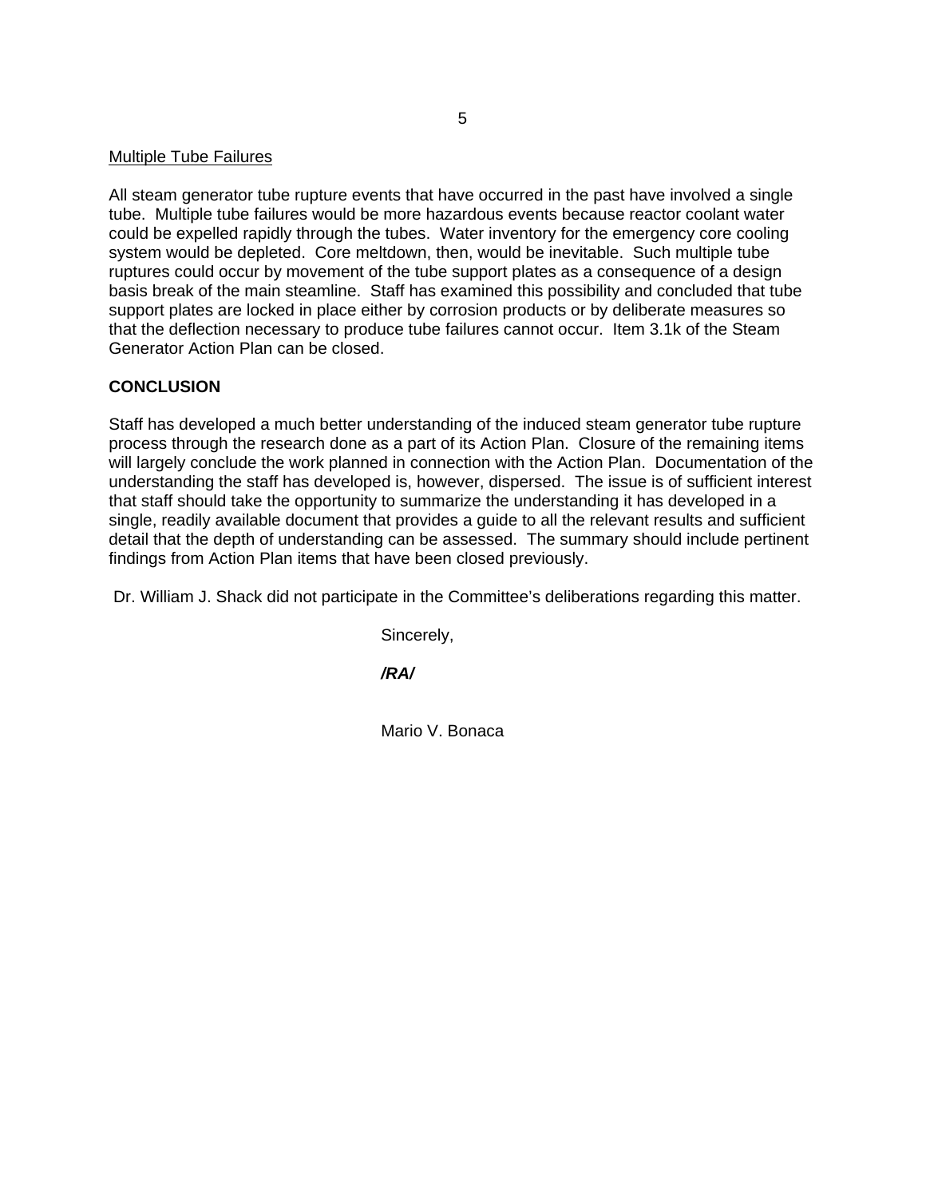Multiple Tube Failures

All steam generator tube rupture events that have occurred in the past have involved a single tube. Multiple tube failures would be more hazardous events because reactor coolant water could be expelled rapidly through the tubes. Water inventory for the emergency core cooling system would be depleted. Core meltdown, then, would be inevitable. Such multiple tube ruptures could occur by movement of the tube support plates as a consequence of a design basis break of the main steamline. Staff has examined this possibility and concluded that tube support plates are locked in place either by corrosion products or by deliberate measures so that the deflection necessary to produce tube failures cannot occur. Item 3.1k of the Steam Generator Action Plan can be closed.

**CONCLUSION**

Staff has developed a much better understanding of the induced steam generator tube rupture process through the research done as a part of its Action Plan. Closure of the remaining items will largely conclude the work planned in connection with the Action Plan. Documentation of the understanding the staff has developed is, however, dispersed. The issue is of sufficient interest that staff should take the opportunity to summarize the understanding it has developed in a single, readily available document that provides a guide to all the relevant results and sufficient detail that the depth of understanding can be assessed. The summary should include pertinent findings from Action Plan items that have been closed previously.

Dr. William J. Shack did not participate in the Committee's deliberations regarding this matter.

Sincerely,

***/RA/***

Mario V. Bonaca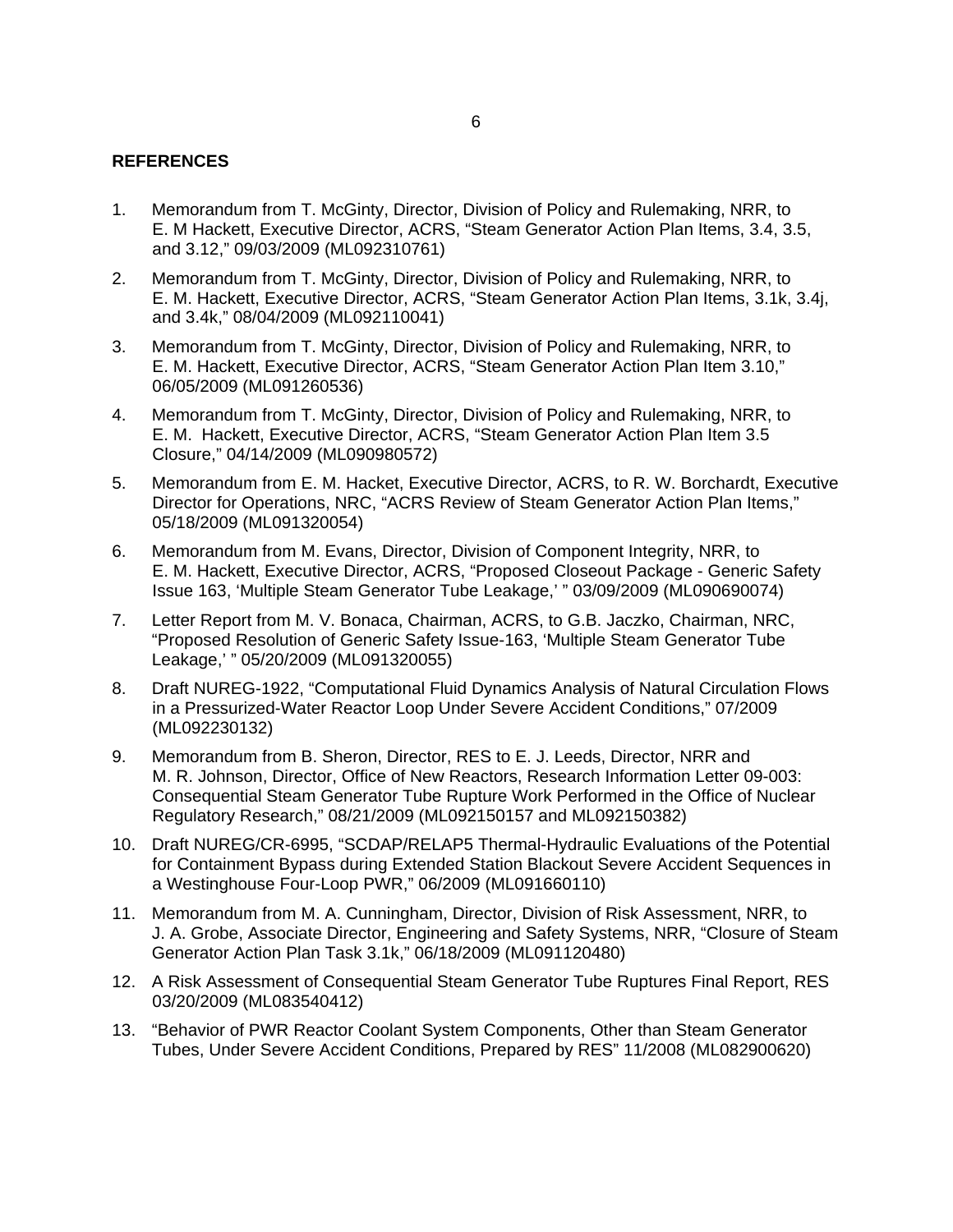**REFERENCES**

1. Memorandum from T. McGinty, Director, Division of Policy and Rulemaking, NRR, to E. M Hackett, Executive Director, ACRS, "Steam Generator Action Plan Items, 3.4, 3.5, and 3.12," 09/03/2009 (ML092310761)

2. Memorandum from T. McGinty, Director, Division of Policy and Rulemaking, NRR, to E. M. Hackett, Executive Director, ACRS, "Steam Generator Action Plan Items, 3.1k, 3.4j, and 3.4k," 08/04/2009 (ML092110041)

3. Memorandum from T. McGinty, Director, Division of Policy and Rulemaking, NRR, to E. M. Hackett, Executive Director, ACRS, "Steam Generator Action Plan Item 3.10," 06/05/2009 (ML091260536)

4. Memorandum from T. McGinty, Director, Division of Policy and Rulemaking, NRR, to E. M. Hackett, Executive Director, ACRS, "Steam Generator Action Plan Item 3.5 Closure," 04/14/2009 (ML090980572)

5. Memorandum from E. M. Hacket, Executive Director, ACRS, to R. W. Borchardt, Executive Director for Operations, NRC, "ACRS Review of Steam Generator Action Plan Items," 05/18/2009 (ML091320054)

6. Memorandum from M. Evans, Director, Division of Component Integrity, NRR, to E. M. Hackett, Executive Director, ACRS, "Proposed Closeout Package - Generic Safety Issue 163, 'Multiple Steam Generator Tube Leakage,' " 03/09/2009 (ML090690074)

7. Letter Report from M. V. Bonaca, Chairman, ACRS, to G.B. Jaczko, Chairman, NRC, "Proposed Resolution of Generic Safety Issue-163, 'Multiple Steam Generator Tube Leakage,' " 05/20/2009 (ML091320055)

8. Draft NUREG-1922, "Computational Fluid Dynamics Analysis of Natural Circulation Flows in a Pressurized-Water Reactor Loop Under Severe Accident Conditions," 07/2009 (ML092230132)

9. Memorandum from B. Sheron, Director, RES to E. J. Leeds, Director, NRR and M. R. Johnson, Director, Office of New Reactors, Research Information Letter 09-003: Consequential Steam Generator Tube Rupture Work Performed in the Office of Nuclear Regulatory Research," 08/21/2009 (ML092150157 and ML092150382)

10. Draft NUREG/CR-6995, "SCDAP/RELAP5 Thermal-Hydraulic Evaluations of the Potential for Containment Bypass during Extended Station Blackout Severe Accident Sequences in a Westinghouse Four-Loop PWR," 06/2009 (ML091660110)

11. Memorandum from M. A. Cunningham, Director, Division of Risk Assessment, NRR, to J. A. Grobe, Associate Director, Engineering and Safety Systems, NRR, "Closure of Steam Generator Action Plan Task 3.1k," 06/18/2009 (ML091120480)

12. A Risk Assessment of Consequential Steam Generator Tube Ruptures Final Report, RES 03/20/2009 (ML083540412)

13. "Behavior of PWR Reactor Coolant System Components, Other than Steam Generator Tubes, Under Severe Accident Conditions, Prepared by RES" 11/2008 (ML082900620)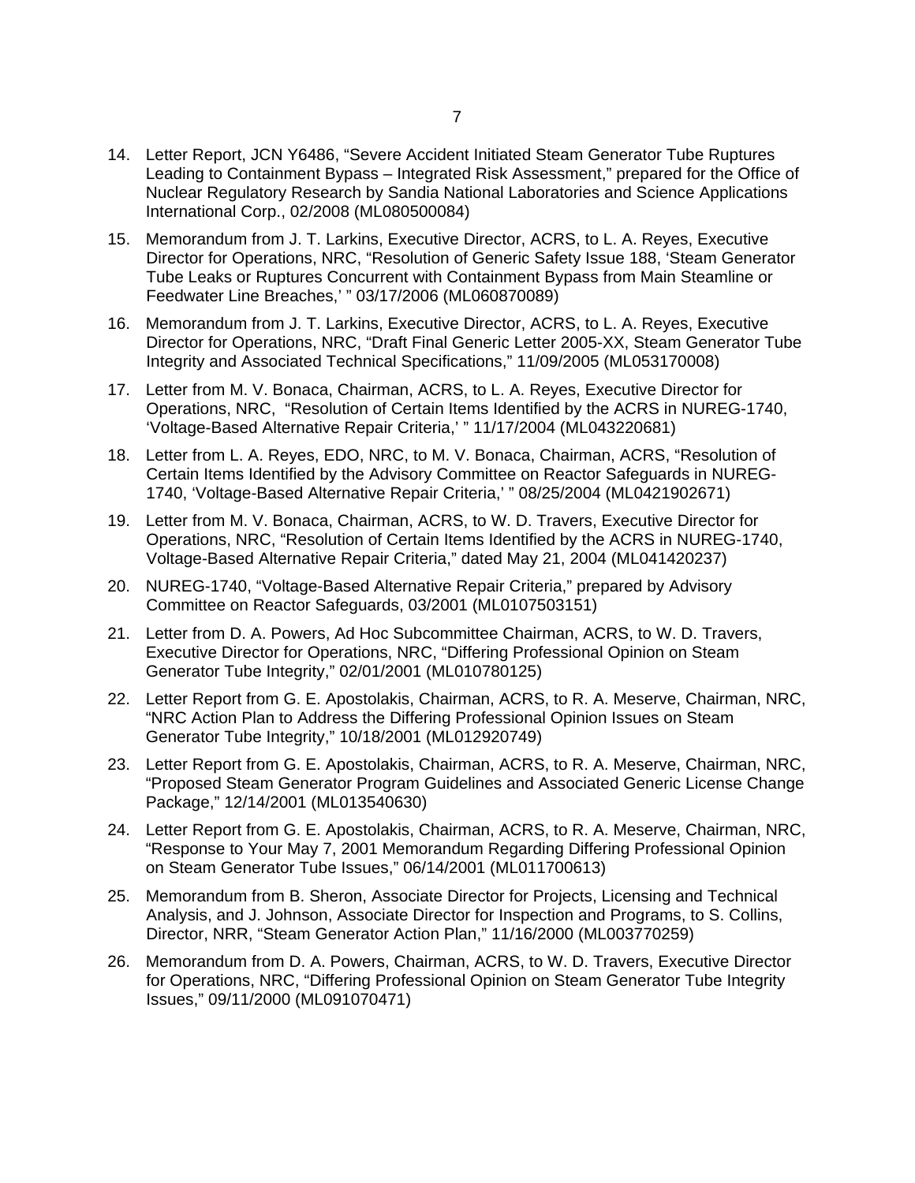14. Letter Report, JCN Y6486, “Severe Accident Initiated Steam Generator Tube Ruptures Leading to Containment Bypass – Integrated Risk Assessment,” prepared for the Office of Nuclear Regulatory Research by Sandia National Laboratories and Science Applications International Corp., 02/2008 (ML080500084)

15. Memorandum from J. T. Larkins, Executive Director, ACRS, to L. A. Reyes, Executive Director for Operations, NRC, “Resolution of Generic Safety Issue 188, ‘Steam Generator Tube Leaks or Ruptures Concurrent with Containment Bypass from Main Steamline or Feedwater Line Breaches,’ ” 03/17/2006 (ML060870089)

16. Memorandum from J. T. Larkins, Executive Director, ACRS, to L. A. Reyes, Executive Director for Operations, NRC, “Draft Final Generic Letter 2005-XX, Steam Generator Tube Integrity and Associated Technical Specifications,” 11/09/2005 (ML053170008)

17. Letter from M. V. Bonaca, Chairman, ACRS, to L. A. Reyes, Executive Director for Operations, NRC, “Resolution of Certain Items Identified by the ACRS in NUREG-1740, ‘Voltage-Based Alternative Repair Criteria,’ ” 11/17/2004 (ML043220681)

18. Letter from L. A. Reyes, EDO, NRC, to M. V. Bonaca, Chairman, ACRS, “Resolution of Certain Items Identified by the Advisory Committee on Reactor Safeguards in NUREG-1740, ‘Voltage-Based Alternative Repair Criteria,’ ” 08/25/2004 (ML0421902671)

19. Letter from M. V. Bonaca, Chairman, ACRS, to W. D. Travers, Executive Director for Operations, NRC, “Resolution of Certain Items Identified by the ACRS in NUREG-1740, Voltage-Based Alternative Repair Criteria,” dated May 21, 2004 (ML041420237)

20. NUREG-1740, “Voltage-Based Alternative Repair Criteria,” prepared by Advisory Committee on Reactor Safeguards, 03/2001 (ML0107503151)

21. Letter from D. A. Powers, Ad Hoc Subcommittee Chairman, ACRS, to W. D. Travers, Executive Director for Operations, NRC, “Differing Professional Opinion on Steam Generator Tube Integrity,” 02/01/2001 (ML010780125)

22. Letter Report from G. E. Apostolakis, Chairman, ACRS, to R. A. Meserve, Chairman, NRC, “NRC Action Plan to Address the Differing Professional Opinion Issues on Steam Generator Tube Integrity,” 10/18/2001 (ML012920749)

23. Letter Report from G. E. Apostolakis, Chairman, ACRS, to R. A. Meserve, Chairman, NRC, “Proposed Steam Generator Program Guidelines and Associated Generic License Change Package,” 12/14/2001 (ML013540630)

24. Letter Report from G. E. Apostolakis, Chairman, ACRS, to R. A. Meserve, Chairman, NRC, “Response to Your May 7, 2001 Memorandum Regarding Differing Professional Opinion on Steam Generator Tube Issues,” 06/14/2001 (ML011700613)

25. Memorandum from B. Sheron, Associate Director for Projects, Licensing and Technical Analysis, and J. Johnson, Associate Director for Inspection and Programs, to S. Collins, Director, NRR, “Steam Generator Action Plan,” 11/16/2000 (ML003770259)

26. Memorandum from D. A. Powers, Chairman, ACRS, to W. D. Travers, Executive Director for Operations, NRC, “Differing Professional Opinion on Steam Generator Tube Integrity Issues,” 09/11/2000 (ML091070471)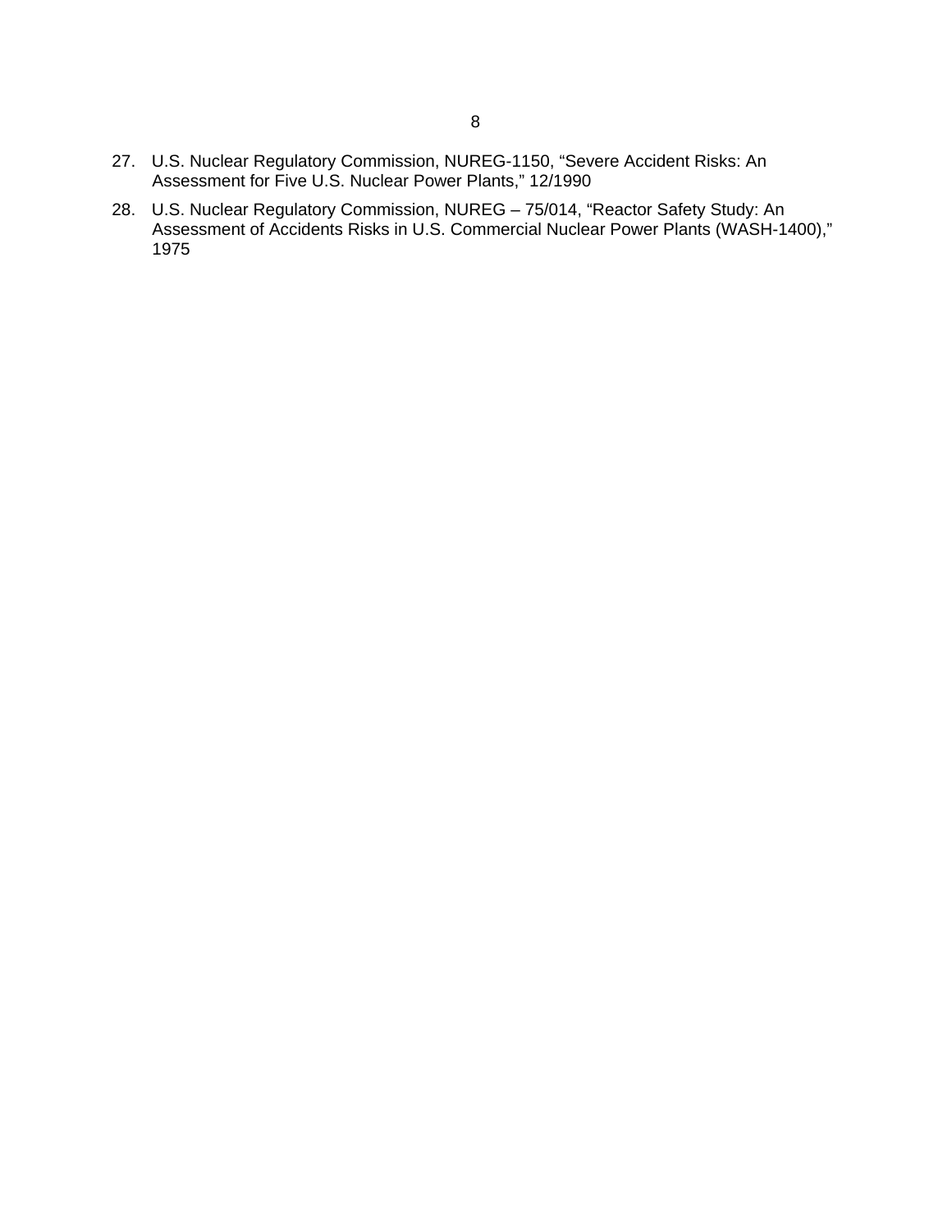27. U.S. Nuclear Regulatory Commission, NUREG-1150, “Severe Accident Risks: An Assessment for Five U.S. Nuclear Power Plants,” 12/1990

28. U.S. Nuclear Regulatory Commission, NUREG – 75/014, “Reactor Safety Study: An Assessment of Accidents Risks in U.S. Commercial Nuclear Power Plants (WASH-1400),” 1975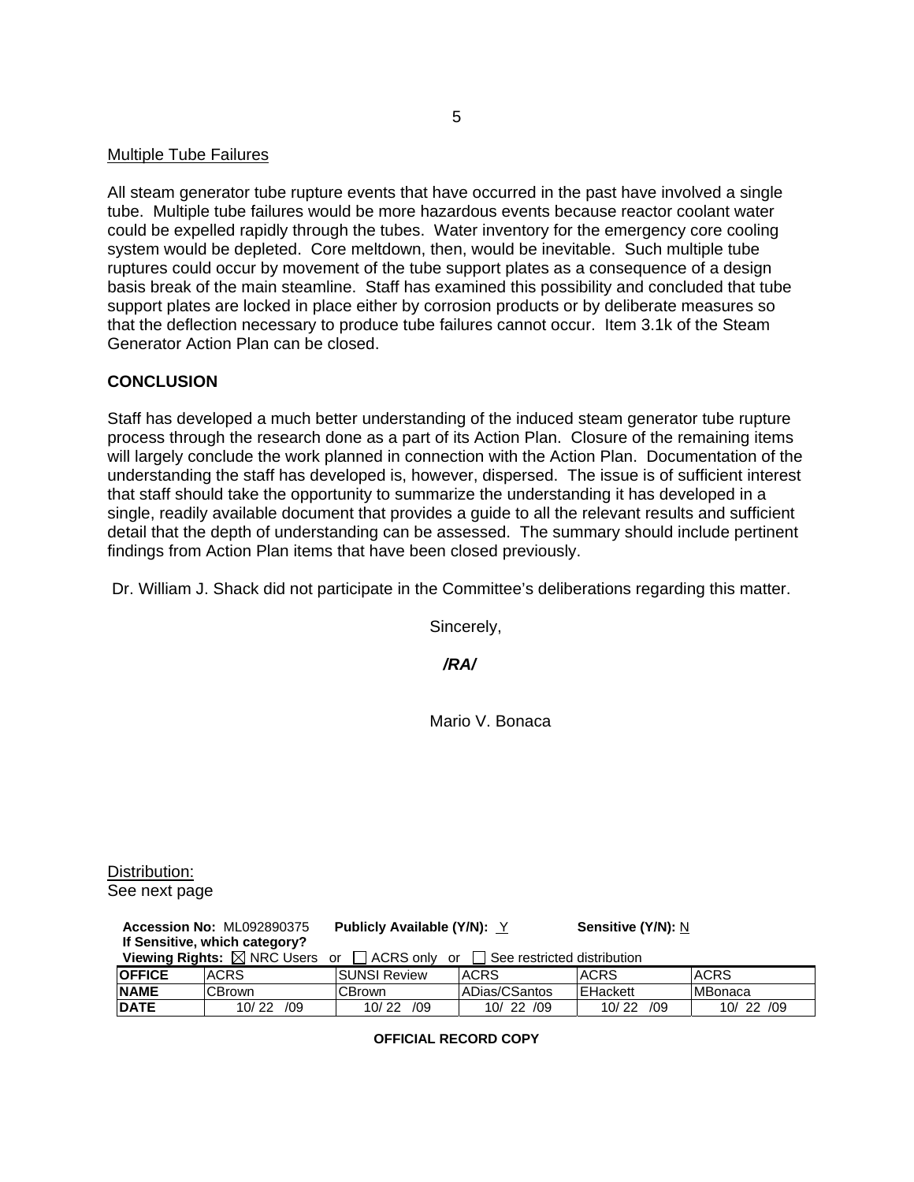Multiple Tube Failures

All steam generator tube rupture events that have occurred in the past have involved a single tube. Multiple tube failures would be more hazardous events because reactor coolant water could be expelled rapidly through the tubes. Water inventory for the emergency core cooling system would be depleted. Core meltdown, then, would be inevitable. Such multiple tube ruptures could occur by movement of the tube support plates as a consequence of a design basis break of the main steamline. Staff has examined this possibility and concluded that tube support plates are locked in place either by corrosion products or by deliberate measures so that the deflection necessary to produce tube failures cannot occur. Item 3.1k of the Steam Generator Action Plan can be closed.

## CONCLUSION

Staff has developed a much better understanding of the induced steam generator tube rupture process through the research done as a part of its Action Plan. Closure of the remaining items will largely conclude the work planned in connection with the Action Plan. Documentation of the understanding the staff has developed is, however, dispersed. The issue is of sufficient interest that staff should take the opportunity to summarize the understanding it has developed in a single, readily available document that provides a guide to all the relevant results and sufficient detail that the depth of understanding can be assessed. The summary should include pertinent findings from Action Plan items that have been closed previously.

Dr. William J. Shack did not participate in the Committee's deliberations regarding this matter.

Sincerely,

***/RA/***

Mario V. Bonaca

Distribution:
See next page

**Accession No:** ML092890375 **Publicly Available (Y/N):** Y **Sensitive (Y/N):** N
**If Sensitive, which category?**
**Viewing Rights:** ☒ NRC Users or ☐ ACRS only or ☐ See restricted distribution

| **OFFICE** | ACRS | SUNSI Review | ACRS | ACRS | ACRS |
|---|---|---|---|---|---|
| **NAME** | CBrown | CBrown | ADias/CSantos | EHackett | MBonaca |
| **DATE** | 10/ 22 /09 | 10/ 22 /09 | 10/ 22 /09 | 10/ 22 /09 | 10/ 22 /09 |

**OFFICIAL RECORD COPY**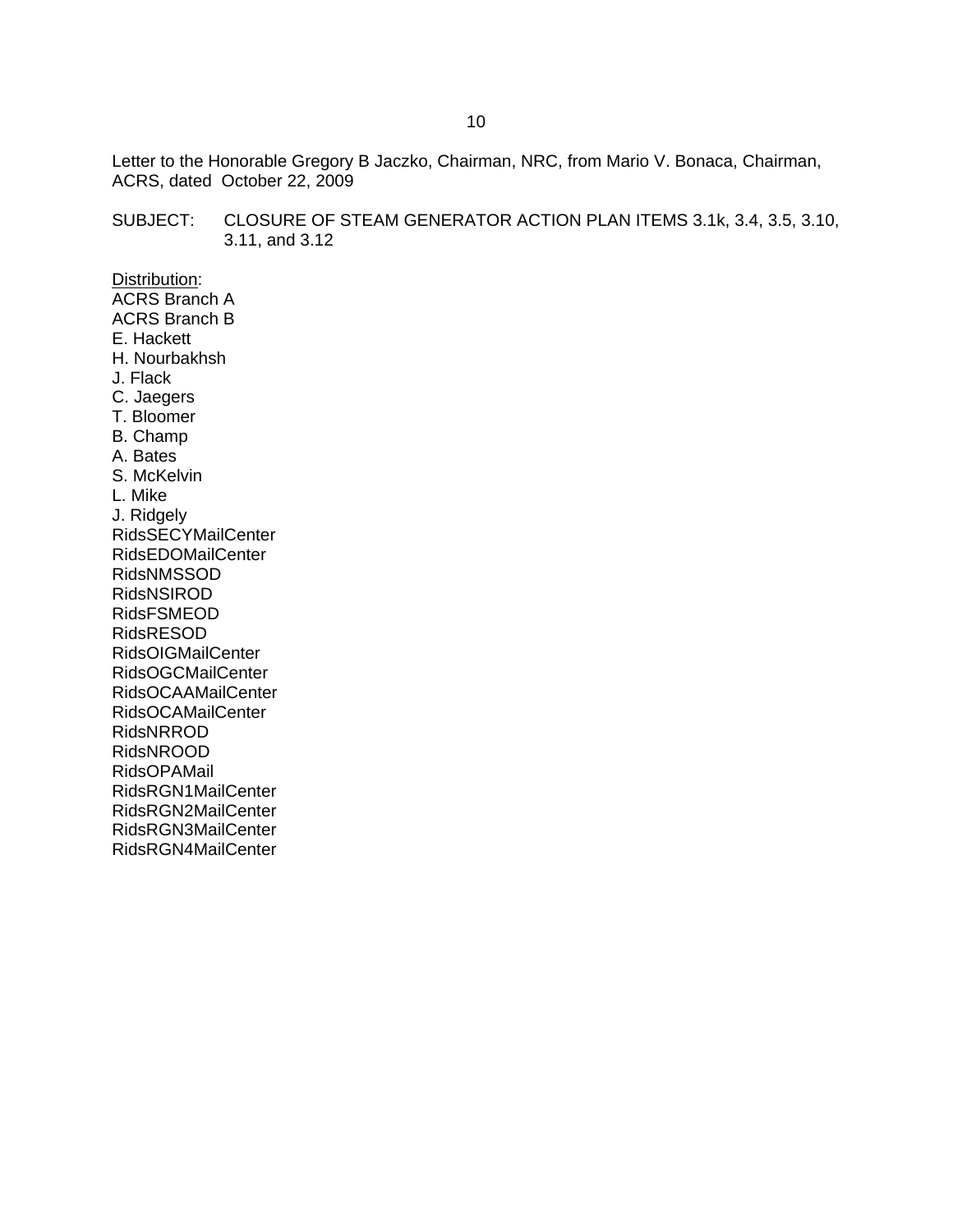Letter to the Honorable Gregory B Jaczko, Chairman, NRC, from Mario V. Bonaca, Chairman, ACRS, dated October 22, 2009

SUBJECT: CLOSURE OF STEAM GENERATOR ACTION PLAN ITEMS 3.1k, 3.4, 3.5, 3.10, 3.11, and 3.12

Distribution:
ACRS Branch A
ACRS Branch B
E. Hackett
H. Nourbakhsh
J. Flack
C. Jaegers
T. Bloomer
B. Champ
A. Bates
S. McKelvin
L. Mike
J. Ridgely
RidsSECYMailCenter
RidsEDOMailCenter
RidsNMSSOD
RidsNSIROD
RidsFSMEOD
RidsRESOD
RidsOIGMailCenter
RidsOGCMailCenter
RidsOCAAMailCenter
RidsOCAMailCenter
RidsNRROD
RidsNROOD
RidsOPAMail
RidsRGN1MailCenter
RidsRGN2MailCenter
RidsRGN3MailCenter
RidsRGN4MailCenter